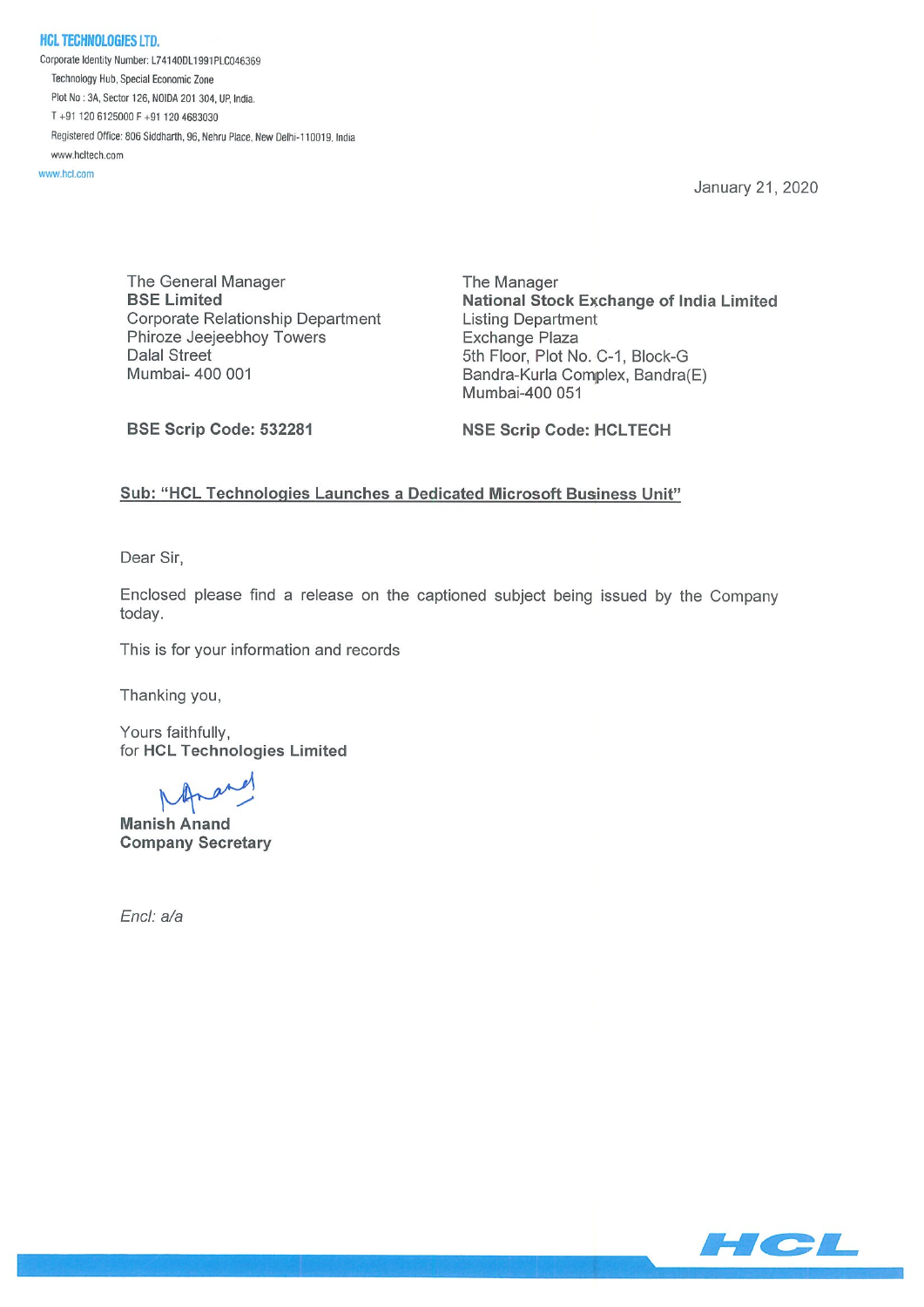**HCL TECHNOLOGIES LTD.**

Corporate Identity Number: L74140DL1991PLC046369

Technology Hub, Special Economic Zone

Plot No : 3A, Sector 126, NOIDA 201 304, UP, India.

T +91 120 6125000 F +91 120 4683030

Registered Office: 806 Siddharth, 96, Nehru Place, New Delhi-110019, India

www.hcltech.com

www.hcl.com

January 21, 2020

The General Manager
**BSE Limited**
Corporate Relationship Department
Phiroze Jeejeebhoy Towers
Dalal Street
Mumbai- 400 001

**BSE Scrip Code: 532281**

The Manager
**National Stock Exchange of India Limited**
Listing Department
Exchange Plaza
5th Floor, Plot No. C-1, Block-G
Bandra-Kurla Complex, Bandra(E)
Mumbai-400 051

**NSE Scrip Code: HCLTECH**

**Sub: "HCL Technologies Launches a Dedicated Microsoft Business Unit"**

Dear Sir,

Enclosed please find a release on the captioned subject being issued by the Company today.

This is for your information and records

Thanking you,

Yours faithfully,
for **HCL Technologies Limited**

**Manish Anand**
**Company Secretary**

*Encl: a/a*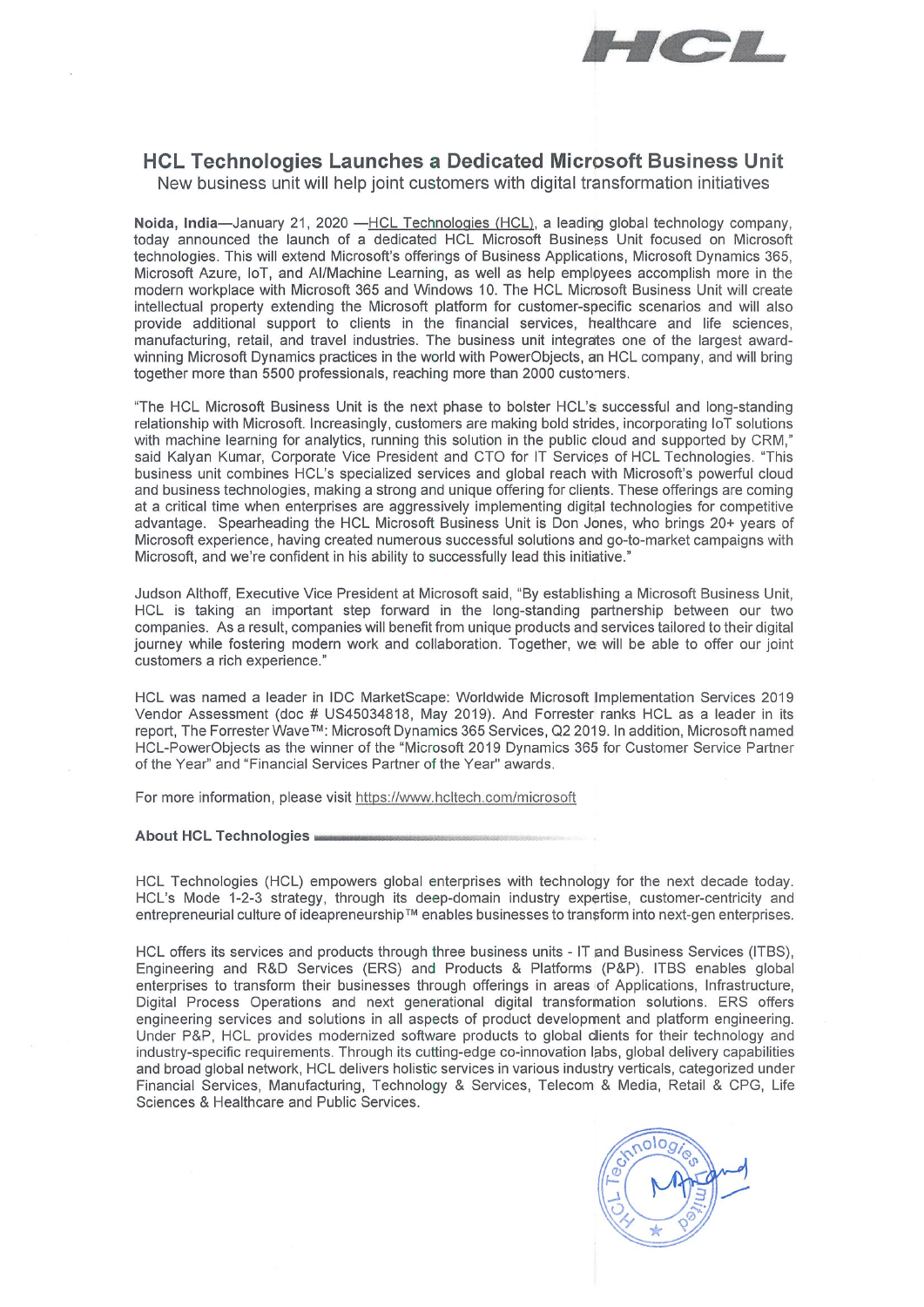# HCL Technologies Launches a Dedicated Microsoft Business Unit

New business unit will help joint customers with digital transformation initiatives

**Noida, India**—January 21, 2020 —HCL Technologies (HCL), a leading global technology company, today announced the launch of a dedicated HCL Microsoft Business Unit focused on Microsoft technologies. This will extend Microsoft's offerings of Business Applications, Microsoft Dynamics 365, Microsoft Azure, IoT, and AI/Machine Learning, as well as help employees accomplish more in the modern workplace with Microsoft 365 and Windows 10. The HCL Microsoft Business Unit will create intellectual property extending the Microsoft platform for customer-specific scenarios and will also provide additional support to clients in the financial services, healthcare and life sciences, manufacturing, retail, and travel industries. The business unit integrates one of the largest award-winning Microsoft Dynamics practices in the world with PowerObjects, an HCL company, and will bring together more than 5500 professionals, reaching more than 2000 customers.

"The HCL Microsoft Business Unit is the next phase to bolster HCL's successful and long-standing relationship with Microsoft. Increasingly, customers are making bold strides, incorporating IoT solutions with machine learning for analytics, running this solution in the public cloud and supported by CRM," said Kalyan Kumar, Corporate Vice President and CTO for IT Services of HCL Technologies. "This business unit combines HCL's specialized services and global reach with Microsoft's powerful cloud and business technologies, making a strong and unique offering for clients. These offerings are coming at a critical time when enterprises are aggressively implementing digital technologies for competitive advantage. Spearheading the HCL Microsoft Business Unit is Don Jones, who brings 20+ years of Microsoft experience, having created numerous successful solutions and go-to-market campaigns with Microsoft, and we're confident in his ability to successfully lead this initiative."

Judson Althoff, Executive Vice President at Microsoft said, "By establishing a Microsoft Business Unit, HCL is taking an important step forward in the long-standing partnership between our two companies. As a result, companies will benefit from unique products and services tailored to their digital journey while fostering modern work and collaboration. Together, we will be able to offer our joint customers a rich experience."

HCL was named a leader in IDC MarketScape: Worldwide Microsoft Implementation Services 2019 Vendor Assessment (doc # US45034818, May 2019). And Forrester ranks HCL as a leader in its report, The Forrester Wave™: Microsoft Dynamics 365 Services, Q2 2019. In addition, Microsoft named HCL-PowerObjects as the winner of the "Microsoft 2019 Dynamics 365 for Customer Service Partner of the Year" and "Financial Services Partner of the Year" awards.

For more information, please visit https://www.hcltech.com/microsoft

**About HCL Technologies**

HCL Technologies (HCL) empowers global enterprises with technology for the next decade today. HCL's Mode 1-2-3 strategy, through its deep-domain industry expertise, customer-centricity and entrepreneurial culture of ideapreneurship™ enables businesses to transform into next-gen enterprises.

HCL offers its services and products through three business units - IT and Business Services (ITBS), Engineering and R&D Services (ERS) and Products & Platforms (P&P). ITBS enables global enterprises to transform their businesses through offerings in areas of Applications, Infrastructure, Digital Process Operations and next generational digital transformation solutions. ERS offers engineering services and solutions in all aspects of product development and platform engineering. Under P&P, HCL provides modernized software products to global clients for their technology and industry-specific requirements. Through its cutting-edge co-innovation labs, global delivery capabilities and broad global network, HCL delivers holistic services in various industry verticals, categorized under Financial Services, Manufacturing, Technology & Services, Telecom & Media, Retail & CPG, Life Sciences & Healthcare and Public Services.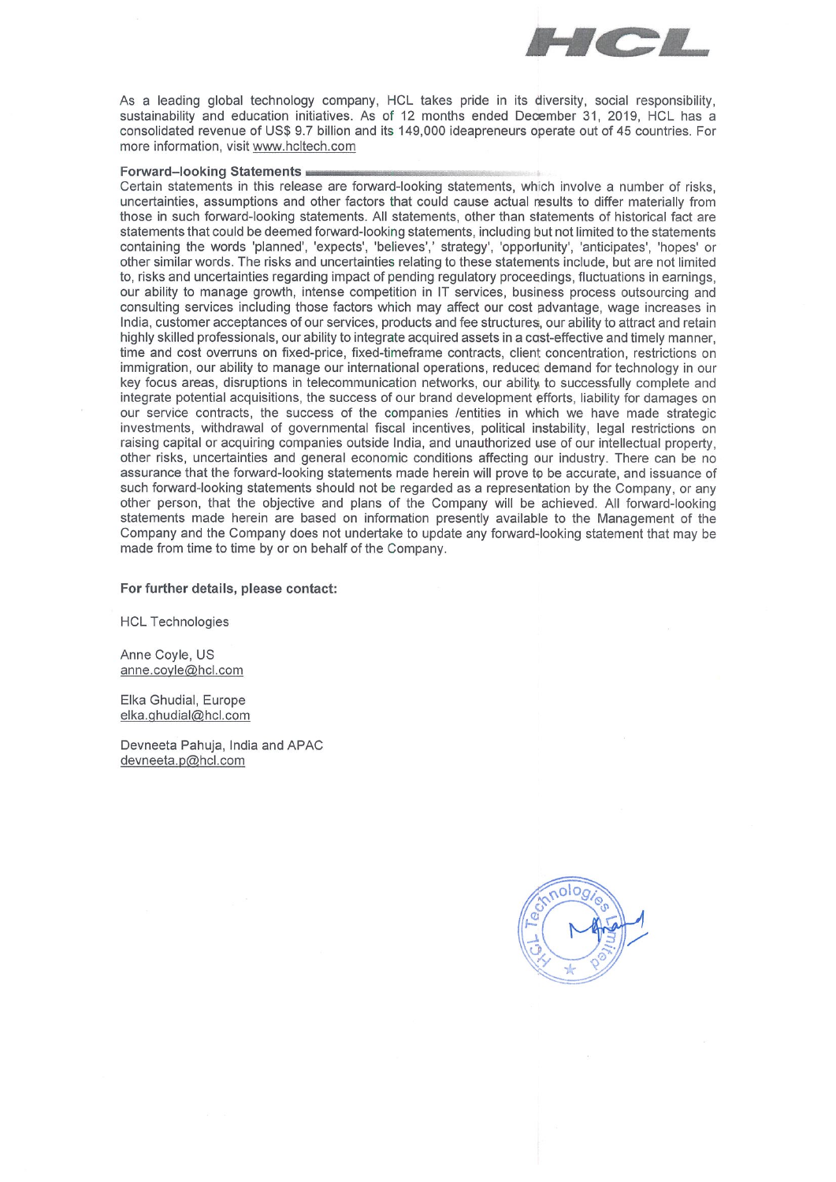As a leading global technology company, HCL takes pride in its diversity, social responsibility, sustainability and education initiatives. As of 12 months ended December 31, 2019, HCL has a consolidated revenue of US$ 9.7 billion and its 149,000 ideapreneurs operate out of 45 countries. For more information, visit www.hcltech.com

**Forward–looking Statements**

Certain statements in this release are forward-looking statements, which involve a number of risks, uncertainties, assumptions and other factors that could cause actual results to differ materially from those in such forward-looking statements. All statements, other than statements of historical fact are statements that could be deemed forward-looking statements, including but not limited to the statements containing the words 'planned', 'expects', 'believes',' strategy', 'opportunity', 'anticipates', 'hopes' or other similar words. The risks and uncertainties relating to these statements include, but are not limited to, risks and uncertainties regarding impact of pending regulatory proceedings, fluctuations in earnings, our ability to manage growth, intense competition in IT services, business process outsourcing and consulting services including those factors which may affect our cost advantage, wage increases in India, customer acceptances of our services, products and fee structures, our ability to attract and retain highly skilled professionals, our ability to integrate acquired assets in a cost-effective and timely manner, time and cost overruns on fixed-price, fixed-timeframe contracts, client concentration, restrictions on immigration, our ability to manage our international operations, reduced demand for technology in our key focus areas, disruptions in telecommunication networks, our ability to successfully complete and integrate potential acquisitions, the success of our brand development efforts, liability for damages on our service contracts, the success of the companies /entities in which we have made strategic investments, withdrawal of governmental fiscal incentives, political instability, legal restrictions on raising capital or acquiring companies outside India, and unauthorized use of our intellectual property, other risks, uncertainties and general economic conditions affecting our industry. There can be no assurance that the forward-looking statements made herein will prove to be accurate, and issuance of such forward-looking statements should not be regarded as a representation by the Company, or any other person, that the objective and plans of the Company will be achieved. All forward-looking statements made herein are based on information presently available to the Management of the Company and the Company does not undertake to update any forward-looking statement that may be made from time to time by or on behalf of the Company.

**For further details, please contact:**

HCL Technologies

Anne Coyle, US
anne.coyle@hcl.com

Elka Ghudial, Europe
elka.ghudial@hcl.com

Devneeta Pahuja, India and APAC
devneeta.p@hcl.com